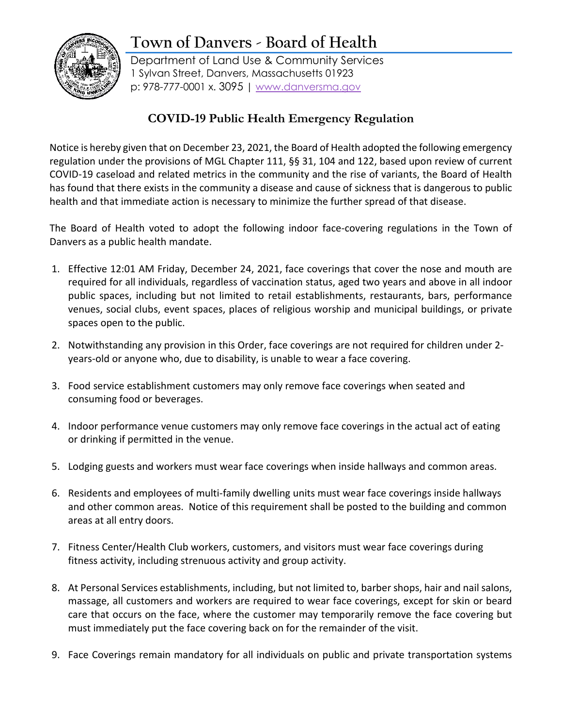# Town of Danvers - Board of Health

Department of Land Use & Community Services
1 Sylvan Street, Danvers, Massachusetts 01923
p: 978-777-0001 x. 3095 | www.danversma.gov

## COVID-19 Public Health Emergency Regulation

Notice is hereby given that on December 23, 2021, the Board of Health adopted the following emergency regulation under the provisions of MGL Chapter 111, §§ 31, 104 and 122, based upon review of current COVID-19 caseload and related metrics in the community and the rise of variants, the Board of Health has found that there exists in the community a disease and cause of sickness that is dangerous to public health and that immediate action is necessary to minimize the further spread of that disease.

The Board of Health voted to adopt the following indoor face-covering regulations in the Town of Danvers as a public health mandate.

1. Effective 12:01 AM Friday, December 24, 2021, face coverings that cover the nose and mouth are required for all individuals, regardless of vaccination status, aged two years and above in all indoor public spaces, including but not limited to retail establishments, restaurants, bars, performance venues, social clubs, event spaces, places of religious worship and municipal buildings, or private spaces open to the public.

2. Notwithstanding any provision in this Order, face coverings are not required for children under 2-years-old or anyone who, due to disability, is unable to wear a face covering.

3. Food service establishment customers may only remove face coverings when seated and consuming food or beverages.

4. Indoor performance venue customers may only remove face coverings in the actual act of eating or drinking if permitted in the venue.

5. Lodging guests and workers must wear face coverings when inside hallways and common areas.

6. Residents and employees of multi-family dwelling units must wear face coverings inside hallways and other common areas. Notice of this requirement shall be posted to the building and common areas at all entry doors.

7. Fitness Center/Health Club workers, customers, and visitors must wear face coverings during fitness activity, including strenuous activity and group activity.

8. At Personal Services establishments, including, but not limited to, barber shops, hair and nail salons, massage, all customers and workers are required to wear face coverings, except for skin or beard care that occurs on the face, where the customer may temporarily remove the face covering but must immediately put the face covering back on for the remainder of the visit.

9. Face Coverings remain mandatory for all individuals on public and private transportation systems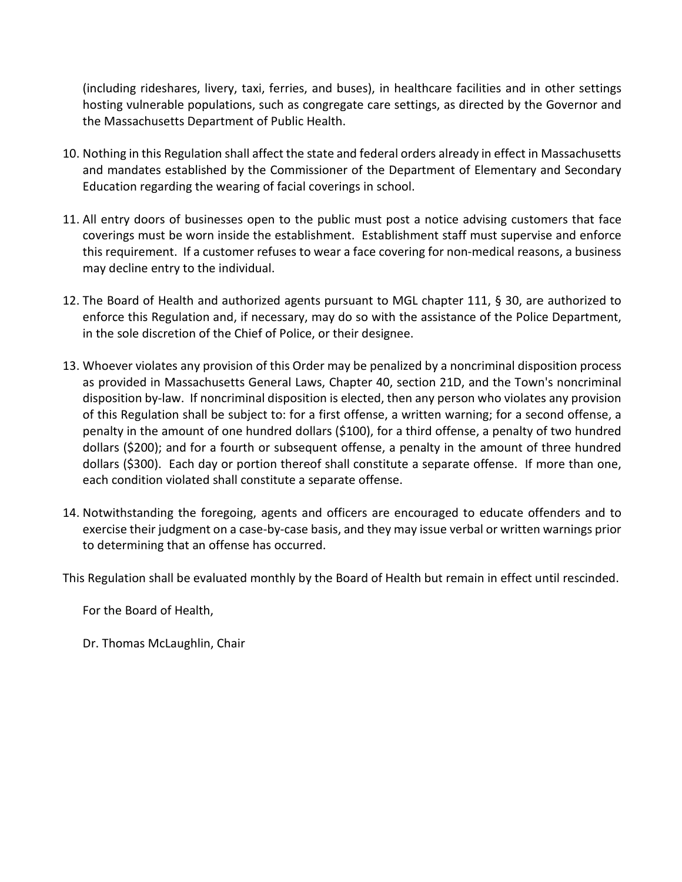(including rideshares, livery, taxi, ferries, and buses), in healthcare facilities and in other settings hosting vulnerable populations, such as congregate care settings, as directed by the Governor and the Massachusetts Department of Public Health.

10. Nothing in this Regulation shall affect the state and federal orders already in effect in Massachusetts and mandates established by the Commissioner of the Department of Elementary and Secondary Education regarding the wearing of facial coverings in school.

11. All entry doors of businesses open to the public must post a notice advising customers that face coverings must be worn inside the establishment. Establishment staff must supervise and enforce this requirement. If a customer refuses to wear a face covering for non-medical reasons, a business may decline entry to the individual.

12. The Board of Health and authorized agents pursuant to MGL chapter 111, § 30, are authorized to enforce this Regulation and, if necessary, may do so with the assistance of the Police Department, in the sole discretion of the Chief of Police, or their designee.

13. Whoever violates any provision of this Order may be penalized by a noncriminal disposition process as provided in Massachusetts General Laws, Chapter 40, section 21D, and the Town's noncriminal disposition by-law. If noncriminal disposition is elected, then any person who violates any provision of this Regulation shall be subject to: for a first offense, a written warning; for a second offense, a penalty in the amount of one hundred dollars ($100), for a third offense, a penalty of two hundred dollars ($200); and for a fourth or subsequent offense, a penalty in the amount of three hundred dollars ($300). Each day or portion thereof shall constitute a separate offense. If more than one, each condition violated shall constitute a separate offense.

14. Notwithstanding the foregoing, agents and officers are encouraged to educate offenders and to exercise their judgment on a case-by-case basis, and they may issue verbal or written warnings prior to determining that an offense has occurred.

This Regulation shall be evaluated monthly by the Board of Health but remain in effect until rescinded.

For the Board of Health,

Dr. Thomas McLaughlin, Chair